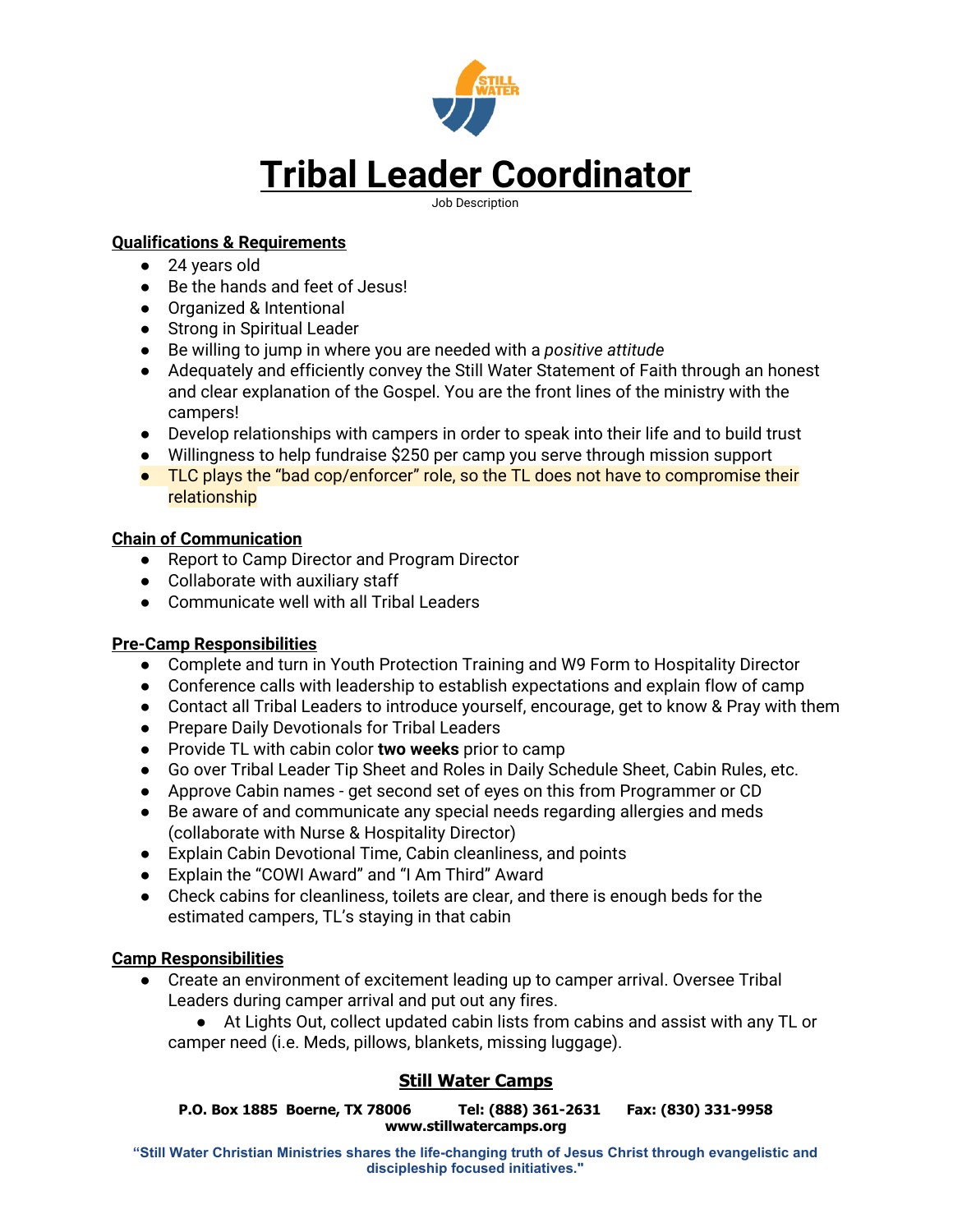# Tribal Leader Coordinator

Job Description

**Qualifications & Requirements**

- 24 years old
- Be the hands and feet of Jesus!
- Organized & Intentional
- Strong in Spiritual Leader
- Be willing to jump in where you are needed with a *positive attitude*
- Adequately and efficiently convey the Still Water Statement of Faith through an honest and clear explanation of the Gospel. You are the front lines of the ministry with the campers!
- Develop relationships with campers in order to speak into their life and to build trust
- Willingness to help fundraise $250 per camp you serve through mission support
- TLC plays the "bad cop/enforcer" role, so the TL does not have to compromise their relationship

**Chain of Communication**

- Report to Camp Director and Program Director
- Collaborate with auxiliary staff
- Communicate well with all Tribal Leaders

**Pre-Camp Responsibilities**

- Complete and turn in Youth Protection Training and W9 Form to Hospitality Director
- Conference calls with leadership to establish expectations and explain flow of camp
- Contact all Tribal Leaders to introduce yourself, encourage, get to know & Pray with them
- Prepare Daily Devotionals for Tribal Leaders
- Provide TL with cabin color **two weeks** prior to camp
- Go over Tribal Leader Tip Sheet and Roles in Daily Schedule Sheet, Cabin Rules, etc.
- Approve Cabin names - get second set of eyes on this from Programmer or CD
- Be aware of and communicate any special needs regarding allergies and meds (collaborate with Nurse & Hospitality Director)
- Explain Cabin Devotional Time, Cabin cleanliness, and points
- Explain the "COWI Award" and "I Am Third" Award
- Check cabins for cleanliness, toilets are clear, and there is enough beds for the estimated campers, TL's staying in that cabin

**Camp Responsibilities**

- Create an environment of excitement leading up to camper arrival. Oversee Tribal Leaders during camper arrival and put out any fires.
    - At Lights Out, collect updated cabin lists from cabins and assist with any TL or camper need (i.e. Meds, pillows, blankets, missing luggage).

**Still Water Camps**

**P.O. Box 1885 Boerne, TX 78006 Tel: (888) 361-2631 Fax: (830) 331-9958**
**www.stillwatercamps.org**

**"Still Water Christian Ministries shares the life-changing truth of Jesus Christ through evangelistic and discipleship focused initiatives."**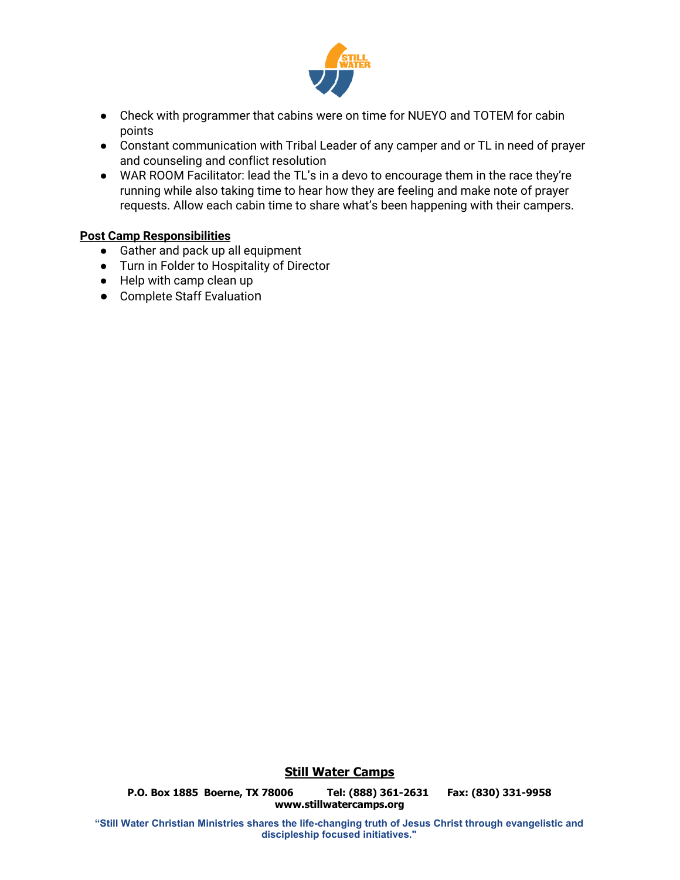- Check with programmer that cabins were on time for NUEYO and TOTEM for cabin points
- Constant communication with Tribal Leader of any camper and or TL in need of prayer and counseling and conflict resolution
- WAR ROOM Facilitator: lead the TL's in a devo to encourage them in the race they're running while also taking time to hear how they are feeling and make note of prayer requests. Allow each cabin time to share what's been happening with their campers.

**Post Camp Responsibilities**

- Gather and pack up all equipment
- Turn in Folder to Hospitality of Director
- Help with camp clean up
- Complete Staff Evaluation

**Still Water Camps**

**P.O. Box 1885 Boerne, TX 78006 Tel: (888) 361-2631 Fax: (830) 331-9958**
**www.stillwatercamps.org**

**"Still Water Christian Ministries shares the life-changing truth of Jesus Christ through evangelistic and discipleship focused initiatives."**